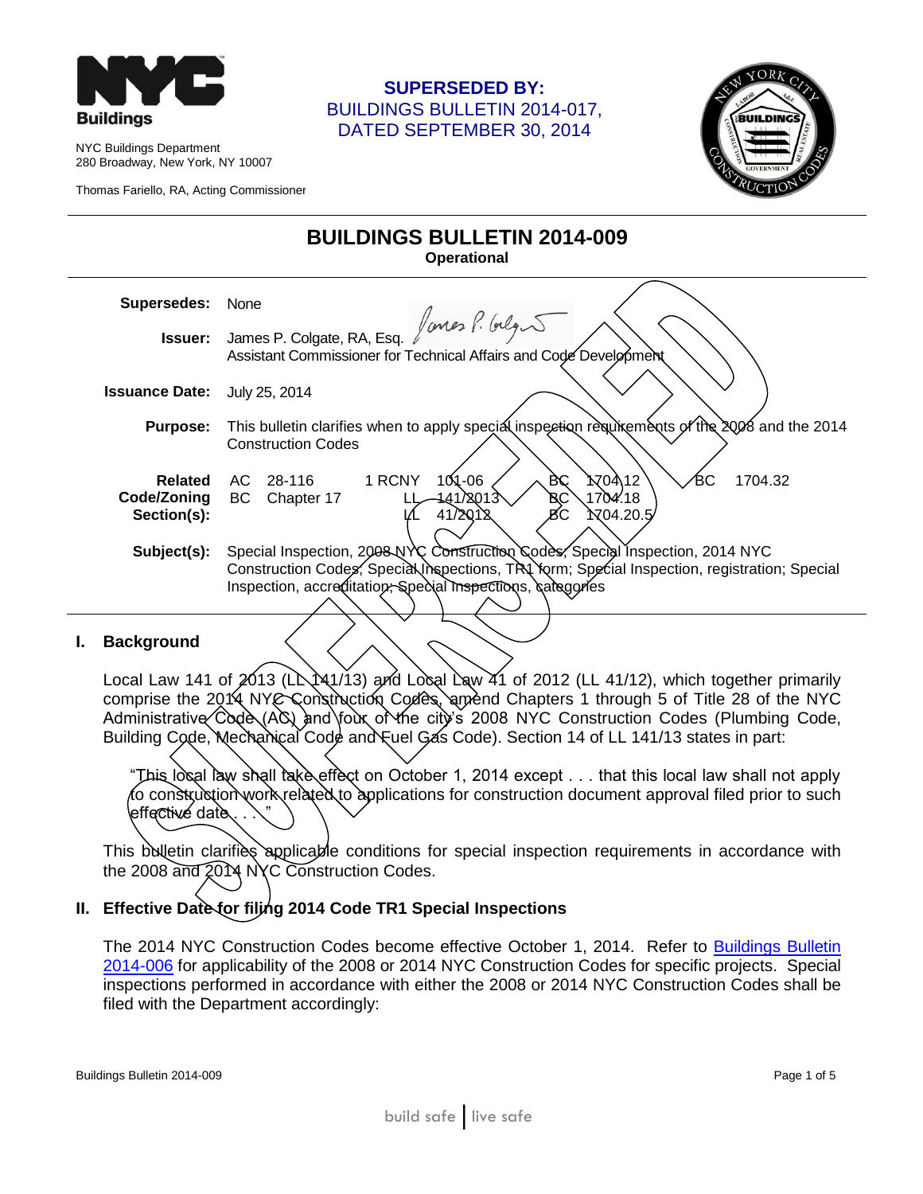NYC Buildings Department
280 Broadway, New York, NY 10007

Thomas Fariello, RA, Acting Commissioner

**SUPERSEDED BY:**
BUILDINGS BULLETIN 2014-017, DATED SEPTEMBER 30, 2014

# BUILDINGS BULLETIN 2014-009

**Operational**

**Supersedes:** None

**Issuer:** James P. Colgate, RA, Esq.
Assistant Commissioner for Technical Affairs and Code Development

**Issuance Date:** July 25, 2014

**Purpose:** This bulletin clarifies when to apply special inspection requirements of the 2008 and the 2014 Construction Codes

**Related Code/Zoning Section(s):**

| | | | | | | | |
|---|---|---|---|---|---|---|---|
| AC | 28-116 | 1 RCNY | 101-06 | BC | 1704.12 | BC | 1704.32 |
| BC | Chapter 17 | LL | 141/2013 | BC | 1704.18 | | |
| | | LL | 41/2012 | BC | 1704.20.5 | | |

**Subject(s):** Special Inspection, 2008 NYC Construction Codes; Special Inspection, 2014 NYC Construction Codes; Special Inspections, TR1 form; Special Inspection, registration; Special Inspection, accreditation; Special Inspections, categories

## I. Background

Local Law 141 of 2013 (LL 141/13) and Local Law 41 of 2012 (LL 41/12), which together primarily comprise the 2014 NYC Construction Codes, amend Chapters 1 through 5 of Title 28 of the NYC Administrative Code (AC) and four of the city's 2008 NYC Construction Codes (Plumbing Code, Building Code, Mechanical Code and Fuel Gas Code). Section 14 of LL 141/13 states in part:

> "This local law shall take effect on October 1, 2014 except . . . that this local law shall not apply to construction work related to applications for construction document approval filed prior to such effective date . . ."

This bulletin clarifies applicable conditions for special inspection requirements in accordance with the 2008 and 2014 NYC Construction Codes.

## II. Effective Date for filing 2014 Code TR1 Special Inspections

The 2014 NYC Construction Codes become effective October 1, 2014. Refer to Buildings Bulletin 2014-006 for applicability of the 2008 or 2014 NYC Construction Codes for specific projects. Special inspections performed in accordance with either the 2008 or 2014 NYC Construction Codes shall be filed with the Department accordingly: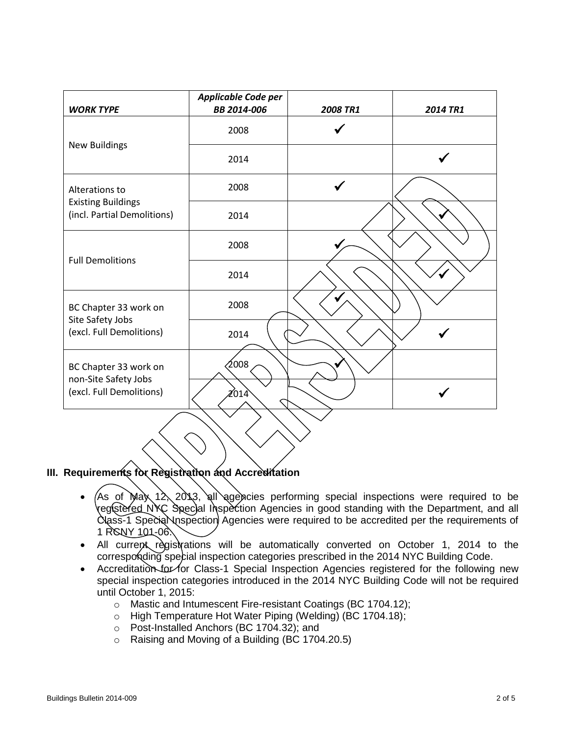| *WORK TYPE* | *Applicable Code per BB 2014-006* | *2008 TR1* | *2014 TR1* |
|---|---|---|---|
| New Buildings | 2008 | ✓ | |
| | 2014 | | ✓ |
| Alterations to Existing Buildings (incl. Partial Demolitions) | 2008 | ✓ | |
| | 2014 | | ✓ |
| Full Demolitions | 2008 | ✓ | |
| | 2014 | | ✓ |
| BC Chapter 33 work on Site Safety Jobs (excl. Full Demolitions) | 2008 | ✓ | |
| | 2014 | | ✓ |
| BC Chapter 33 work on non-Site Safety Jobs (excl. Full Demolitions) | 2008 | ✓ | |
| | 2014 | | ✓ |

## III. Requirements for Registration and Accreditation

- As of May 12, 2013, all agencies performing special inspections were required to be registered NYC Special Inspection Agencies in good standing with the Department, and all Class-1 Special Inspection Agencies were required to be accredited per the requirements of 1 RCNY 101-06.
- All current registrations will be automatically converted on October 1, 2014 to the corresponding special inspection categories prescribed in the 2014 NYC Building Code.
- Accreditation for for Class-1 Special Inspection Agencies registered for the following new special inspection categories introduced in the 2014 NYC Building Code will not be required until October 1, 2015:
  - Mastic and Intumescent Fire-resistant Coatings (BC 1704.12);
  - High Temperature Hot Water Piping (Welding) (BC 1704.18);
  - Post-Installed Anchors (BC 1704.32); and
  - Raising and Moving of a Building (BC 1704.20.5)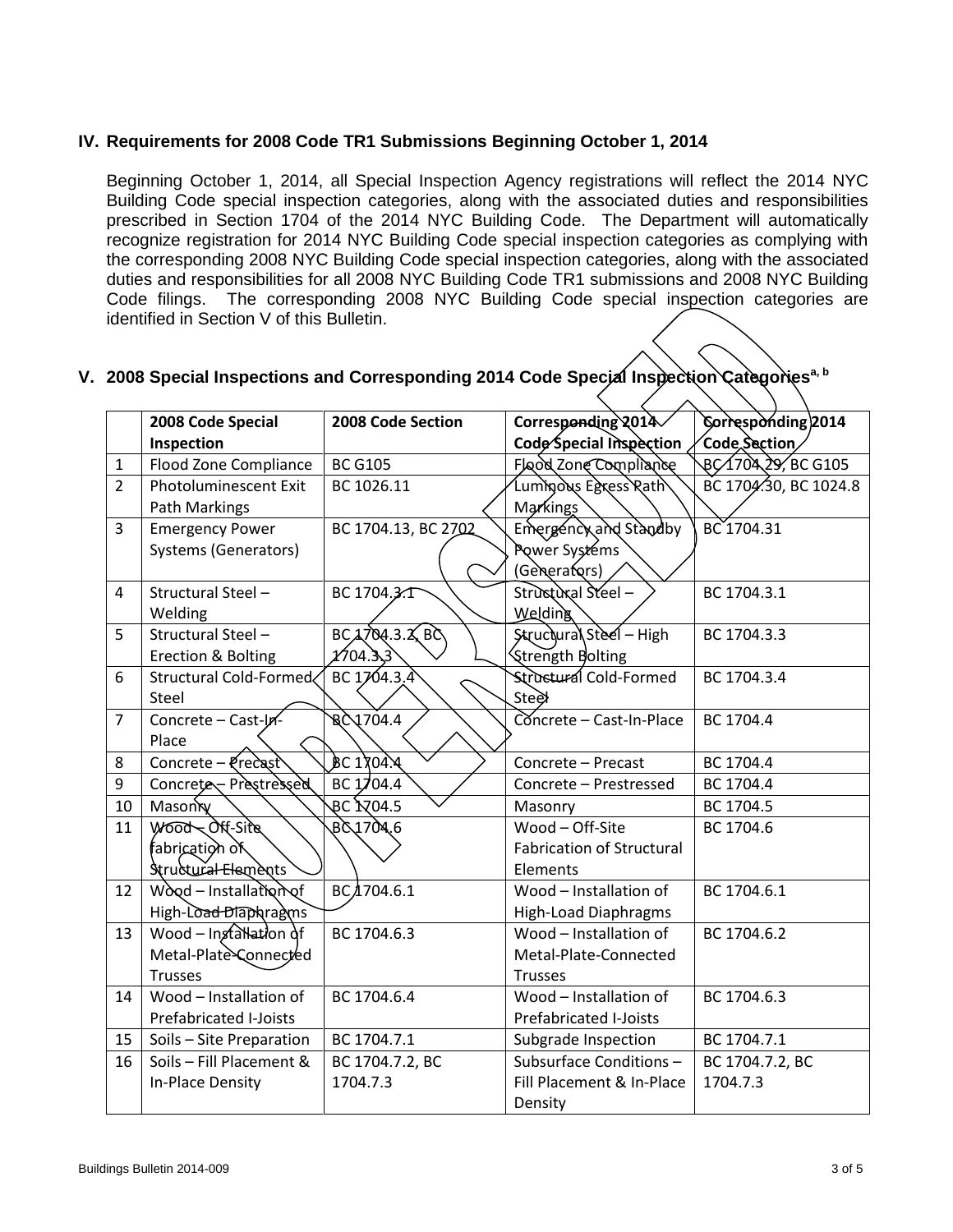## IV. Requirements for 2008 Code TR1 Submissions Beginning October 1, 2014

Beginning October 1, 2014, all Special Inspection Agency registrations will reflect the 2014 NYC Building Code special inspection categories, along with the associated duties and responsibilities prescribed in Section 1704 of the 2014 NYC Building Code. The Department will automatically recognize registration for 2014 NYC Building Code special inspection categories as complying with the corresponding 2008 NYC Building Code special inspection categories, along with the associated duties and responsibilities for all 2008 NYC Building Code TR1 submissions and 2008 NYC Building Code filings. The corresponding 2008 NYC Building Code special inspection categories are identified in Section V of this Bulletin.

## V. 2008 Special Inspections and Corresponding 2014 Code Special Inspection Categories[a, b]

| | 2008 Code Special Inspection | 2008 Code Section | Corresponding 2014 Code Special Inspection | Corresponding 2014 Code Section |
|---|---|---|---|---|
| 1 | Flood Zone Compliance | BC G105 | Flood Zone Compliance | BC 1704.29, BC G105 |
| 2 | Photoluminescent Exit Path Markings | BC 1026.11 | Luminous Egress Path Markings | BC 1704.30, BC 1024.8 |
| 3 | Emergency Power Systems (Generators) | BC 1704.13, BC 2702 | Emergency and Standby Power Systems (Generators) | BC 1704.31 |
| 4 | Structural Steel – Welding | BC 1704.3.1 | Structural Steel – Welding | BC 1704.3.1 |
| 5 | Structural Steel – Erection & Bolting | BC 1704.3.2, BC 1704.3.3 | Structural Steel – High Strength Bolting | BC 1704.3.3 |
| 6 | Structural Cold-Formed Steel | BC 1704.3.4 | Structural Cold-Formed Steel | BC 1704.3.4 |
| 7 | Concrete – Cast-In-Place | BC 1704.4 | Concrete – Cast-In-Place | BC 1704.4 |
| 8 | Concrete – Precast | BC 1704.4 | Concrete – Precast | BC 1704.4 |
| 9 | Concrete – Prestressed | BC 1704.4 | Concrete – Prestressed | BC 1704.4 |
| 10 | Masonry | BC 1704.5 | Masonry | BC 1704.5 |
| 11 | Wood – Off-Site fabrication of Structural Elements | BC 1704.6 | Wood – Off-Site Fabrication of Structural Elements | BC 1704.6 |
| 12 | Wood – Installation of High-Load Diaphragms | BC 1704.6.1 | Wood – Installation of High-Load Diaphragms | BC 1704.6.1 |
| 13 | Wood – Installation of Metal-Plate-Connected Trusses | BC 1704.6.3 | Wood – Installation of Metal-Plate-Connected Trusses | BC 1704.6.2 |
| 14 | Wood – Installation of Prefabricated I-Joists | BC 1704.6.4 | Wood – Installation of Prefabricated I-Joists | BC 1704.6.3 |
| 15 | Soils – Site Preparation | BC 1704.7.1 | Subgrade Inspection | BC 1704.7.1 |
| 16 | Soils – Fill Placement & In-Place Density | BC 1704.7.2, BC 1704.7.3 | Subsurface Conditions – Fill Placement & In-Place Density | BC 1704.7.2, BC 1704.7.3 |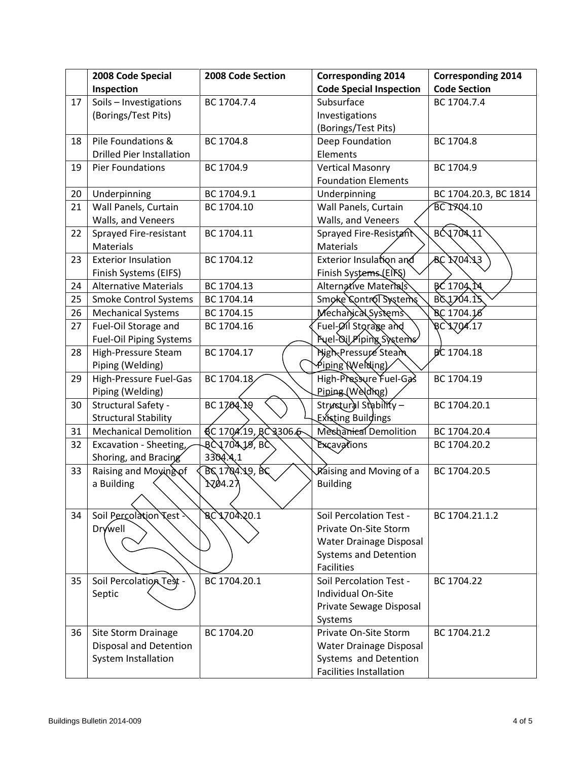| | 2008 Code Special Inspection | 2008 Code Section | Corresponding 2014 Code Special Inspection | Corresponding 2014 Code Section |
|---|---|---|---|---|
| 17 | Soils – Investigations (Borings/Test Pits) | BC 1704.7.4 | Subsurface Investigations (Borings/Test Pits) | BC 1704.7.4 |
| 18 | Pile Foundations & Drilled Pier Installation | BC 1704.8 | Deep Foundation Elements | BC 1704.8 |
| 19 | Pier Foundations | BC 1704.9 | Vertical Masonry Foundation Elements | BC 1704.9 |
| 20 | Underpinning | BC 1704.9.1 | Underpinning | BC 1704.20.3, BC 1814 |
| 21 | Wall Panels, Curtain Walls, and Veneers | BC 1704.10 | Wall Panels, Curtain Walls, and Veneers | BC 1704.10 |
| 22 | Sprayed Fire-resistant Materials | BC 1704.11 | Sprayed Fire-Resistant Materials | BC 1704.11 |
| 23 | Exterior Insulation Finish Systems (EIFS) | BC 1704.12 | Exterior Insulation and Finish Systems (EIFS) | BC 1704.13 |
| 24 | Alternative Materials | BC 1704.13 | Alternative Materials | BC 1704.14 |
| 25 | Smoke Control Systems | BC 1704.14 | Smoke Control Systems | BC 1704.15 |
| 26 | Mechanical Systems | BC 1704.15 | Mechanical Systems | BC 1704.16 |
| 27 | Fuel-Oil Storage and Fuel-Oil Piping Systems | BC 1704.16 | Fuel-Oil Storage and Fuel-Oil Piping Systems | BC 1704.17 |
| 28 | High-Pressure Steam Piping (Welding) | BC 1704.17 | High-Pressure Steam Piping (Welding) | BC 1704.18 |
| 29 | High-Pressure Fuel-Gas Piping (Welding) | BC 1704.18 | High-Pressure Fuel-Gas Piping (Welding) | BC 1704.19 |
| 30 | Structural Safety - Structural Stability | BC 1704.19 | Structural Stability – Existing Buildings | BC 1704.20.1 |
| 31 | Mechanical Demolition | BC 1704.19, BC 3306.6 | Mechanical Demolition | BC 1704.20.4 |
| 32 | Excavation - Sheeting, Shoring, and Bracing | BC 1704.19, BC 3304.4.1 | Excavations | BC 1704.20.2 |
| 33 | Raising and Moving of a Building | BC 1704.19, BC 1704.27 | Raising and Moving of a Building | BC 1704.20.5 |
| 34 | Soil Percolation Test - Drywell | BC 1704.20.1 | Soil Percolation Test - Private On-Site Storm Water Drainage Disposal Systems and Detention Facilities | BC 1704.21.1.2 |
| 35 | Soil Percolation Test - Septic | BC 1704.20.1 | Soil Percolation Test - Individual On-Site Private Sewage Disposal Systems | BC 1704.22 |
| 36 | Site Storm Drainage Disposal and Detention System Installation | BC 1704.20 | Private On-Site Storm Water Drainage Disposal Systems and Detention Facilities Installation | BC 1704.21.2 |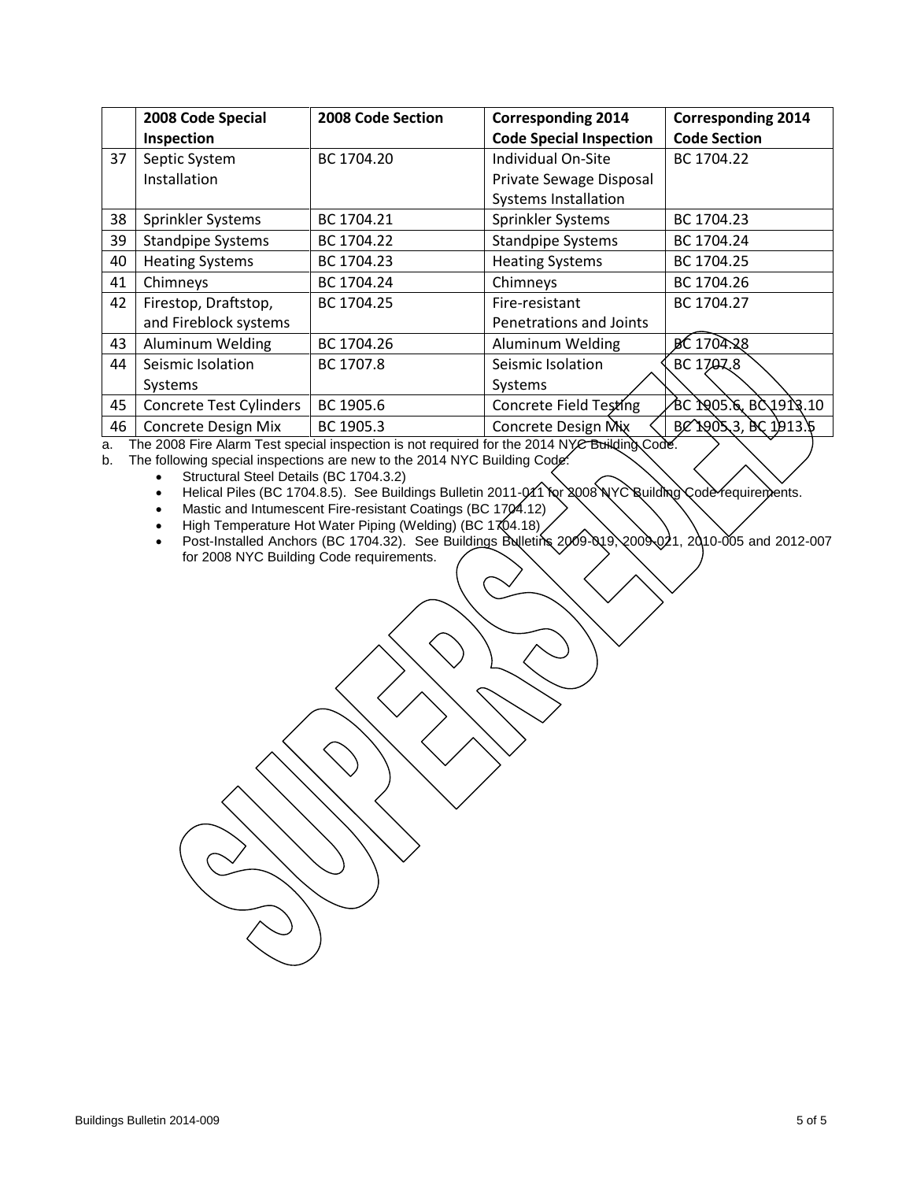| | 2008 Code Special Inspection | 2008 Code Section | Corresponding 2014 Code Special Inspection | Corresponding 2014 Code Section |
|---|---|---|---|---|
| 37 | Septic System Installation | BC 1704.20 | Individual On-Site Private Sewage Disposal Systems Installation | BC 1704.22 |
| 38 | Sprinkler Systems | BC 1704.21 | Sprinkler Systems | BC 1704.23 |
| 39 | Standpipe Systems | BC 1704.22 | Standpipe Systems | BC 1704.24 |
| 40 | Heating Systems | BC 1704.23 | Heating Systems | BC 1704.25 |
| 41 | Chimneys | BC 1704.24 | Chimneys | BC 1704.26 |
| 42 | Firestop, Draftstop, and Fireblock systems | BC 1704.25 | Fire-resistant Penetrations and Joints | BC 1704.27 |
| 43 | Aluminum Welding | BC 1704.26 | Aluminum Welding | BC 1704.28 |
| 44 | Seismic Isolation Systems | BC 1707.8 | Seismic Isolation Systems | BC 1707.8 |
| 45 | Concrete Test Cylinders | BC 1905.6 | Concrete Field Testing | BC 1905.6, BC 1913.10 |
| 46 | Concrete Design Mix | BC 1905.3 | Concrete Design Mix | BC 1905.3, BC 1913.5 |

a. The 2008 Fire Alarm Test special inspection is not required for the 2014 NYC Building Code.

b. The following special inspections are new to the 2014 NYC Building Code:

- Structural Steel Details (BC 1704.3.2)
- Helical Piles (BC 1704.8.5). See Buildings Bulletin 2011-011 for 2008 NYC Building Code requirements.
- Mastic and Intumescent Fire-resistant Coatings (BC 1704.12)
- High Temperature Hot Water Piping (Welding) (BC 1704.18)
- Post-Installed Anchors (BC 1704.32). See Buildings Bulletins 2009-019, 2009-021, 2010-005 and 2012-007 for 2008 NYC Building Code requirements.

SUPERSEDED